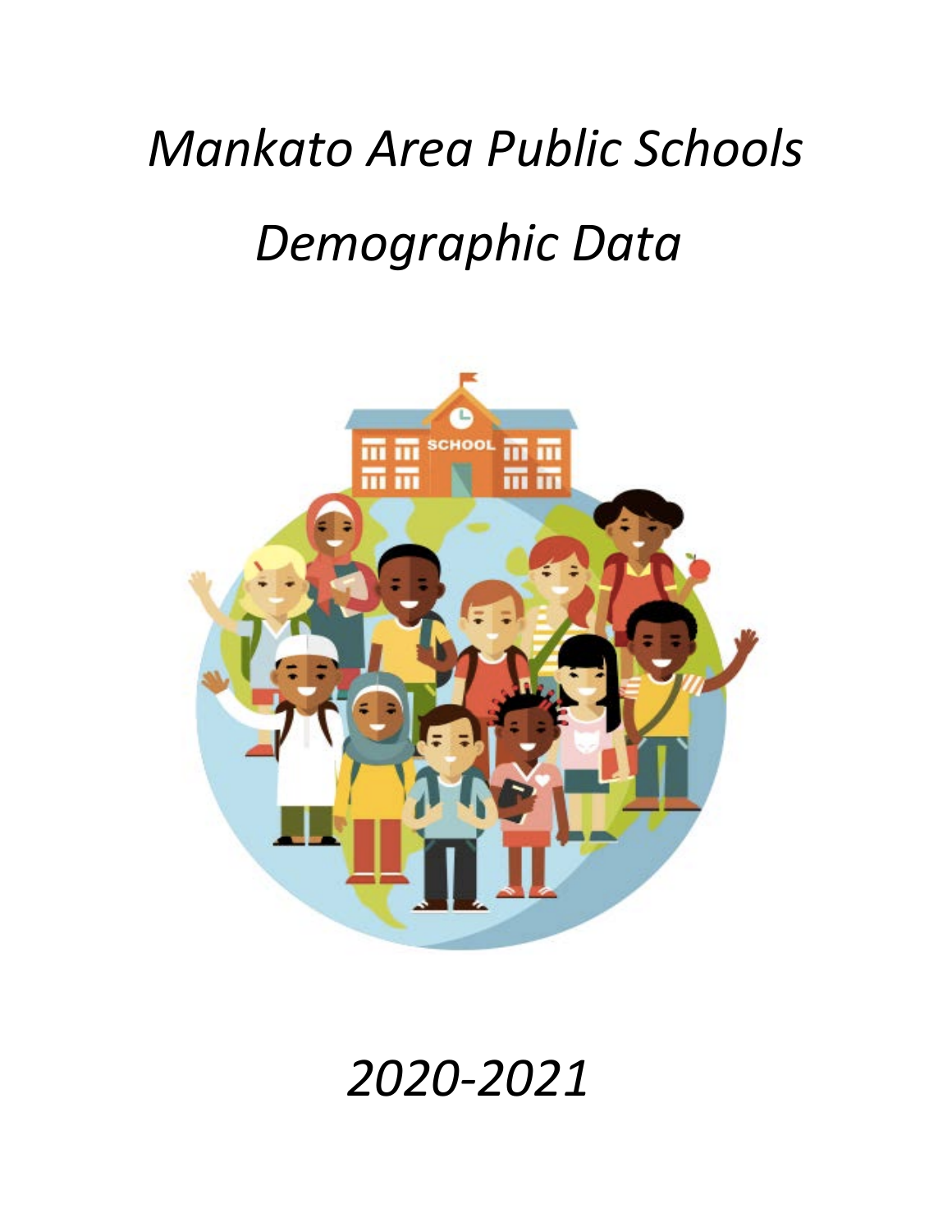# *Mankato Area Public Schools*

# *Demographic Data*

*2020-2021*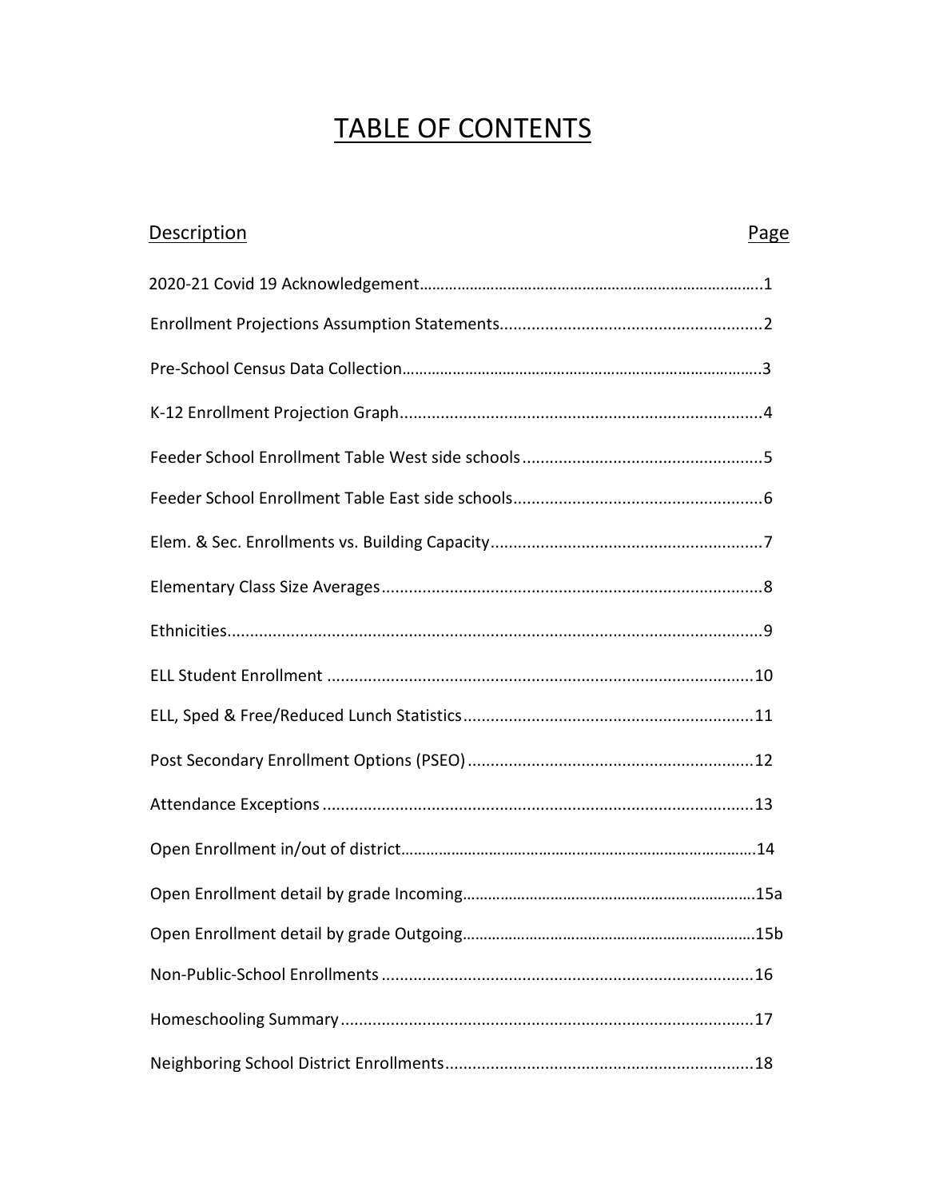# TABLE OF CONTENTS

| Description | Page |
| --- | --- |
| 2020-21 Covid 19 Acknowledgement | 1 |
| Enrollment Projections Assumption Statements | 2 |
| Pre-School Census Data Collection | 3 |
| K-12 Enrollment Projection Graph | 4 |
| Feeder School Enrollment Table West side schools | 5 |
| Feeder School Enrollment Table East side schools | 6 |
| Elem. & Sec. Enrollments vs. Building Capacity | 7 |
| Elementary Class Size Averages | 8 |
| Ethnicities | 9 |
| ELL Student Enrollment | 10 |
| ELL, Sped & Free/Reduced Lunch Statistics | 11 |
| Post Secondary Enrollment Options (PSEO) | 12 |
| Attendance Exceptions | 13 |
| Open Enrollment in/out of district | 14 |
| Open Enrollment detail by grade Incoming | 15a |
| Open Enrollment detail by grade Outgoing | 15b |
| Non-Public-School Enrollments | 16 |
| Homeschooling Summary | 17 |
| Neighboring School District Enrollments | 18 |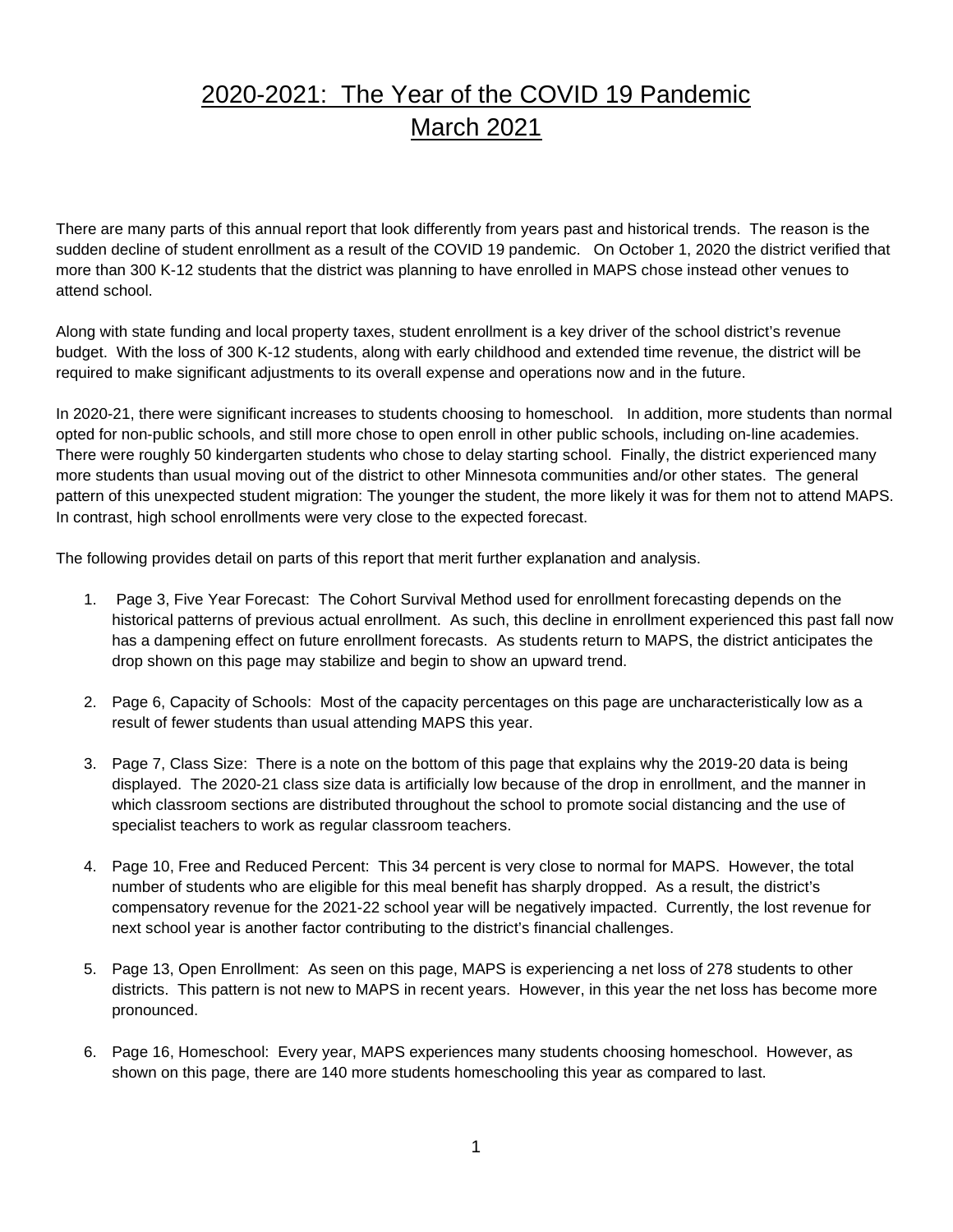# 2020-2021: The Year of the COVID 19 Pandemic
# March 2021

There are many parts of this annual report that look differently from years past and historical trends. The reason is the sudden decline of student enrollment as a result of the COVID 19 pandemic. On October 1, 2020 the district verified that more than 300 K-12 students that the district was planning to have enrolled in MAPS chose instead other venues to attend school.

Along with state funding and local property taxes, student enrollment is a key driver of the school district's revenue budget. With the loss of 300 K-12 students, along with early childhood and extended time revenue, the district will be required to make significant adjustments to its overall expense and operations now and in the future.

In 2020-21, there were significant increases to students choosing to homeschool. In addition, more students than normal opted for non-public schools, and still more chose to open enroll in other public schools, including on-line academies. There were roughly 50 kindergarten students who chose to delay starting school. Finally, the district experienced many more students than usual moving out of the district to other Minnesota communities and/or other states. The general pattern of this unexpected student migration: The younger the student, the more likely it was for them not to attend MAPS. In contrast, high school enrollments were very close to the expected forecast.

The following provides detail on parts of this report that merit further explanation and analysis.

1. Page 3, Five Year Forecast: The Cohort Survival Method used for enrollment forecasting depends on the historical patterns of previous actual enrollment. As such, this decline in enrollment experienced this past fall now has a dampening effect on future enrollment forecasts. As students return to MAPS, the district anticipates the drop shown on this page may stabilize and begin to show an upward trend.

2. Page 6, Capacity of Schools: Most of the capacity percentages on this page are uncharacteristically low as a result of fewer students than usual attending MAPS this year.

3. Page 7, Class Size: There is a note on the bottom of this page that explains why the 2019-20 data is being displayed. The 2020-21 class size data is artificially low because of the drop in enrollment, and the manner in which classroom sections are distributed throughout the school to promote social distancing and the use of specialist teachers to work as regular classroom teachers.

4. Page 10, Free and Reduced Percent: This 34 percent is very close to normal for MAPS. However, the total number of students who are eligible for this meal benefit has sharply dropped. As a result, the district's compensatory revenue for the 2021-22 school year will be negatively impacted. Currently, the lost revenue for next school year is another factor contributing to the district's financial challenges.

5. Page 13, Open Enrollment: As seen on this page, MAPS is experiencing a net loss of 278 students to other districts. This pattern is not new to MAPS in recent years. However, in this year the net loss has become more pronounced.

6. Page 16, Homeschool: Every year, MAPS experiences many students choosing homeschool. However, as shown on this page, there are 140 more students homeschooling this year as compared to last.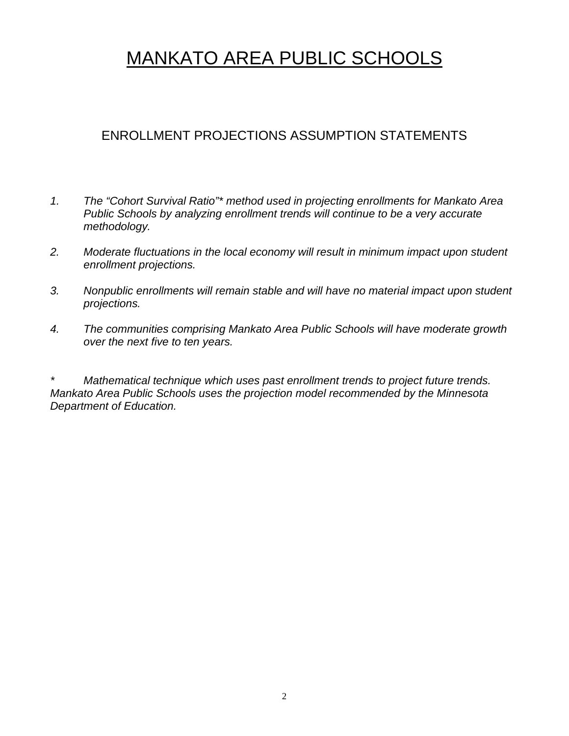# <u>MANKATO AREA PUBLIC SCHOOLS</u>

## ENROLLMENT PROJECTIONS ASSUMPTION STATEMENTS

1. *The "Cohort Survival Ratio"* method used in projecting enrollments for Mankato Area Public Schools by analyzing enrollment trends will continue to be a very accurate methodology.*

2. *Moderate fluctuations in the local economy will result in minimum impact upon student enrollment projections.*

3. *Nonpublic enrollments will remain stable and will have no material impact upon student projections.*

4. *The communities comprising Mankato Area Public Schools will have moderate growth over the next five to ten years.*

\* *Mathematical technique which uses past enrollment trends to project future trends. Mankato Area Public Schools uses the projection model recommended by the Minnesota Department of Education.*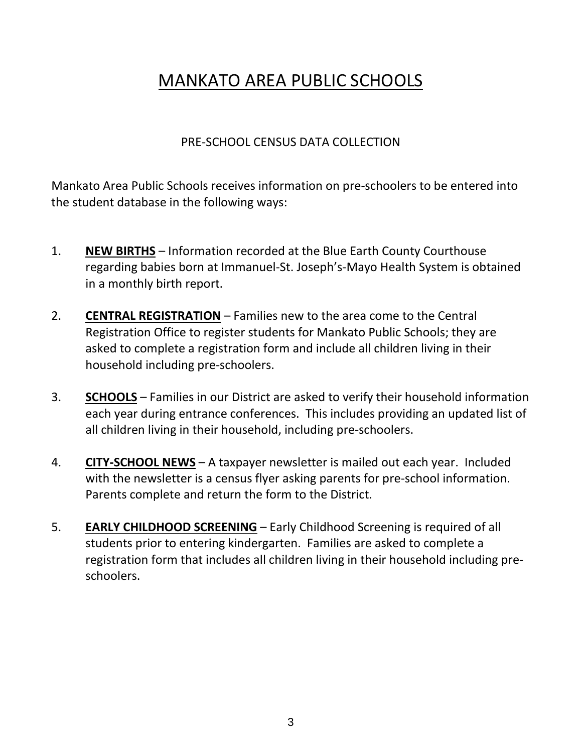# MANKATO AREA PUBLIC SCHOOLS

## PRE-SCHOOL CENSUS DATA COLLECTION

Mankato Area Public Schools receives information on pre-schoolers to be entered into the student database in the following ways:

1. **NEW BIRTHS** – Information recorded at the Blue Earth County Courthouse regarding babies born at Immanuel-St. Joseph's-Mayo Health System is obtained in a monthly birth report.

2. **CENTRAL REGISTRATION** – Families new to the area come to the Central Registration Office to register students for Mankato Public Schools; they are asked to complete a registration form and include all children living in their household including pre-schoolers.

3. **SCHOOLS** – Families in our District are asked to verify their household information each year during entrance conferences. This includes providing an updated list of all children living in their household, including pre-schoolers.

4. **CITY-SCHOOL NEWS** – A taxpayer newsletter is mailed out each year. Included with the newsletter is a census flyer asking parents for pre-school information. Parents complete and return the form to the District.

5. **EARLY CHILDHOOD SCREENING** – Early Childhood Screening is required of all students prior to entering kindergarten. Families are asked to complete a registration form that includes all children living in their household including pre-schoolers.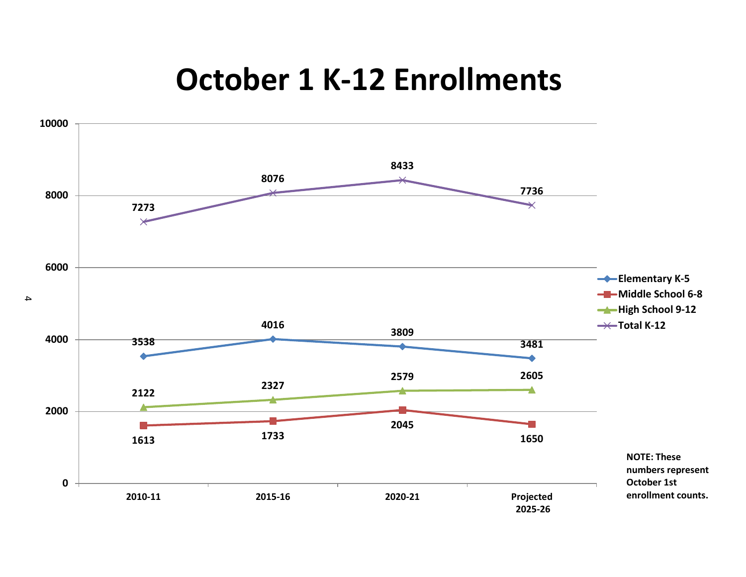# October 1 K-12 Enrollments

| | 2010-11 | 2015-16 | 2020-21 | Projected 2025-26 |
|---|---|---|---|---|
| Elementary K-5 | 3538 | 4016 | 3809 | 3481 |
| Middle School 6-8 | 1613 | 1733 | 2045 | 1650 |
| High School 9-12 | 2122 | 2327 | 2579 | 2605 |
| Total K-12 | 7273 | 8076 | 8433 | 7736 |

**NOTE: These numbers represent October 1st enrollment counts.**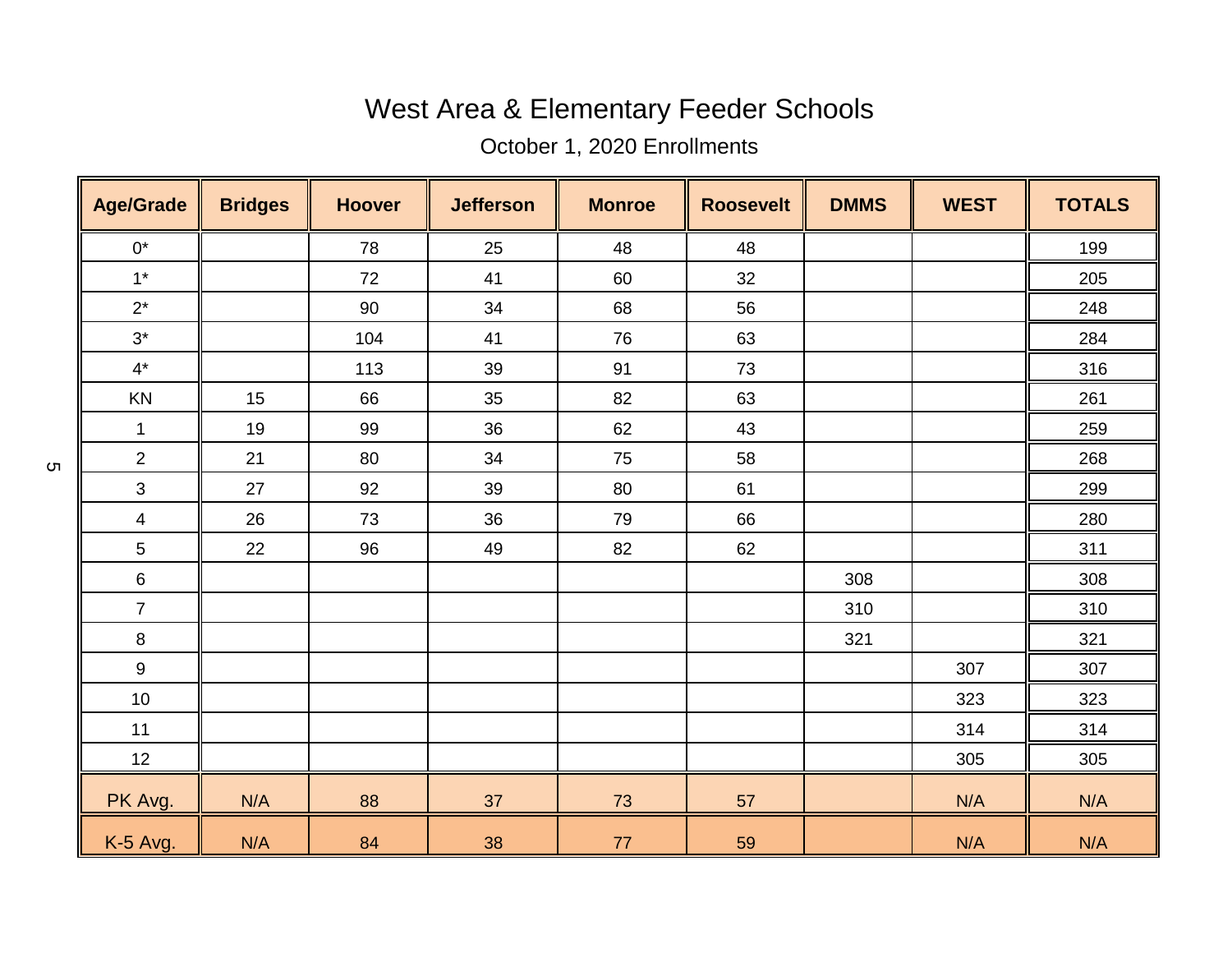# West Area & Elementary Feeder Schools

October 1, 2020 Enrollments

| Age/Grade | Bridges | Hoover | Jefferson | Monroe | Roosevelt | DMMS | WEST | TOTALS |
|---|---|---|---|---|---|---|---|---|
| 0* | | 78 | 25 | 48 | 48 | | | 199 |
| 1* | | 72 | 41 | 60 | 32 | | | 205 |
| 2* | | 90 | 34 | 68 | 56 | | | 248 |
| 3* | | 104 | 41 | 76 | 63 | | | 284 |
| 4* | | 113 | 39 | 91 | 73 | | | 316 |
| KN | 15 | 66 | 35 | 82 | 63 | | | 261 |
| 1 | 19 | 99 | 36 | 62 | 43 | | | 259 |
| 2 | 21 | 80 | 34 | 75 | 58 | | | 268 |
| 3 | 27 | 92 | 39 | 80 | 61 | | | 299 |
| 4 | 26 | 73 | 36 | 79 | 66 | | | 280 |
| 5 | 22 | 96 | 49 | 82 | 62 | | | 311 |
| 6 | | | | | | 308 | | 308 |
| 7 | | | | | | 310 | | 310 |
| 8 | | | | | | 321 | | 321 |
| 9 | | | | | | | 307 | 307 |
| 10 | | | | | | | 323 | 323 |
| 11 | | | | | | | 314 | 314 |
| 12 | | | | | | | 305 | 305 |
| PK Avg. | N/A | 88 | 37 | 73 | 57 | | N/A | N/A |
| K-5 Avg. | N/A | 84 | 38 | 77 | 59 | | N/A | N/A |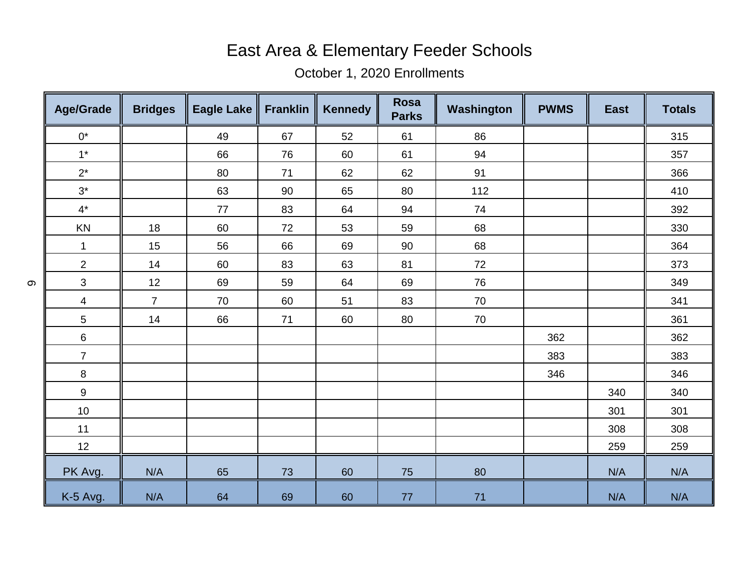# East Area & Elementary Feeder Schools

October 1, 2020 Enrollments

| Age/Grade | Bridges | Eagle Lake | Franklin | Kennedy | Rosa Parks | Washington | PWMS | East | Totals |
|---|---|---|---|---|---|---|---|---|---|
| 0* | | 49 | 67 | 52 | 61 | 86 | | | 315 |
| 1* | | 66 | 76 | 60 | 61 | 94 | | | 357 |
| 2* | | 80 | 71 | 62 | 62 | 91 | | | 366 |
| 3* | | 63 | 90 | 65 | 80 | 112 | | | 410 |
| 4* | | 77 | 83 | 64 | 94 | 74 | | | 392 |
| KN | 18 | 60 | 72 | 53 | 59 | 68 | | | 330 |
| 1 | 15 | 56 | 66 | 69 | 90 | 68 | | | 364 |
| 2 | 14 | 60 | 83 | 63 | 81 | 72 | | | 373 |
| 3 | 12 | 69 | 59 | 64 | 69 | 76 | | | 349 |
| 4 | 7 | 70 | 60 | 51 | 83 | 70 | | | 341 |
| 5 | 14 | 66 | 71 | 60 | 80 | 70 | | | 361 |
| 6 | | | | | | | 362 | | 362 |
| 7 | | | | | | | 383 | | 383 |
| 8 | | | | | | | 346 | | 346 |
| 9 | | | | | | | | 340 | 340 |
| 10 | | | | | | | | 301 | 301 |
| 11 | | | | | | | | 308 | 308 |
| 12 | | | | | | | | 259 | 259 |
| PK Avg. | N/A | 65 | 73 | 60 | 75 | 80 | | N/A | N/A |
| K-5 Avg. | N/A | 64 | 69 | 60 | 77 | 71 | | N/A | N/A |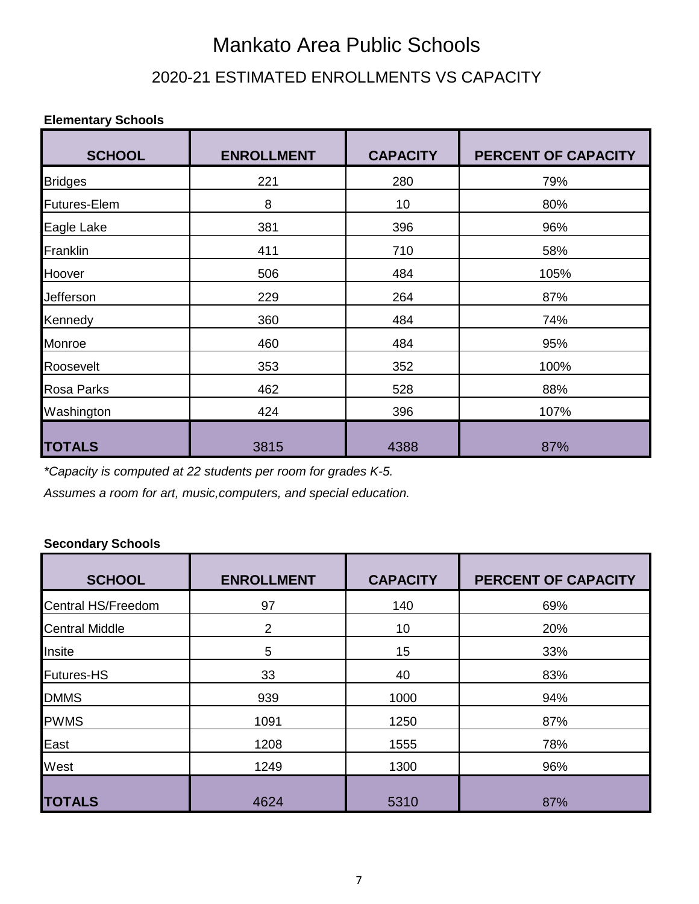# Mankato Area Public Schools

## 2020-21 ESTIMATED ENROLLMENTS VS CAPACITY

**Elementary Schools**

| SCHOOL | ENROLLMENT | CAPACITY | PERCENT OF CAPACITY |
|---|---|---|---|
| Bridges | 221 | 280 | 79% |
| Futures-Elem | 8 | 10 | 80% |
| Eagle Lake | 381 | 396 | 96% |
| Franklin | 411 | 710 | 58% |
| Hoover | 506 | 484 | 105% |
| Jefferson | 229 | 264 | 87% |
| Kennedy | 360 | 484 | 74% |
| Monroe | 460 | 484 | 95% |
| Roosevelt | 353 | 352 | 100% |
| Rosa Parks | 462 | 528 | 88% |
| Washington | 424 | 396 | 107% |
| **TOTALS** | 3815 | 4388 | 87% |

*\*Capacity is computed at 22 students per room for grades K-5.*

*Assumes a room for art, music,computers, and special education.*

**Secondary Schools**

| SCHOOL | ENROLLMENT | CAPACITY | PERCENT OF CAPACITY |
|---|---|---|---|
| Central HS/Freedom | 97 | 140 | 69% |
| Central Middle | 2 | 10 | 20% |
| Insite | 5 | 15 | 33% |
| Futures-HS | 33 | 40 | 83% |
| DMMS | 939 | 1000 | 94% |
| PWMS | 1091 | 1250 | 87% |
| East | 1208 | 1555 | 78% |
| West | 1249 | 1300 | 96% |
| **TOTALS** | 4624 | 5310 | 87% |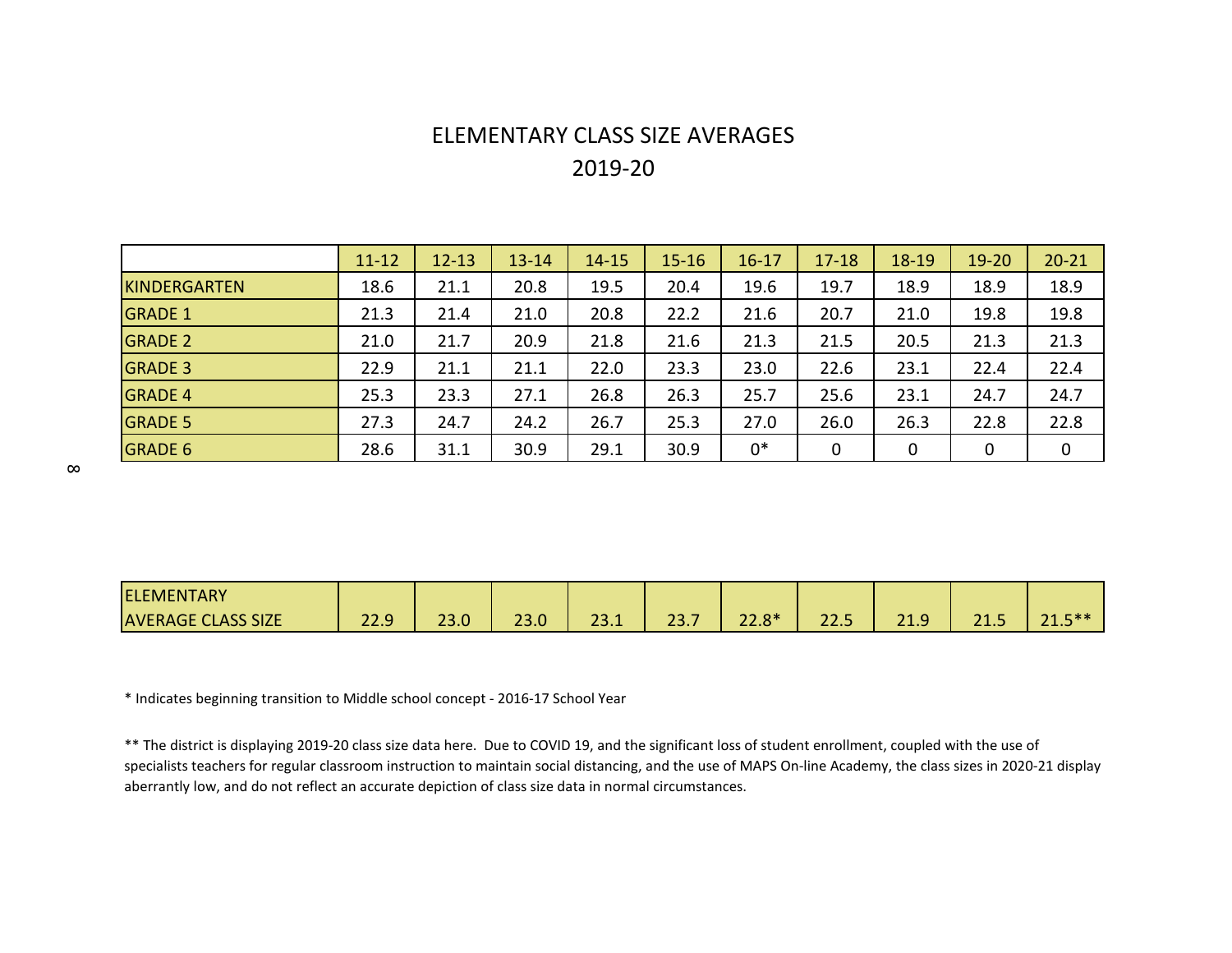# ELEMENTARY CLASS SIZE AVERAGES

## 2019-20

| | 11-12 | 12-13 | 13-14 | 14-15 | 15-16 | 16-17 | 17-18 | 18-19 | 19-20 | 20-21 |
|---|---|---|---|---|---|---|---|---|---|---|
| KINDERGARTEN | 18.6 | 21.1 | 20.8 | 19.5 | 20.4 | 19.6 | 19.7 | 18.9 | 18.9 | 18.9 |
| GRADE 1 | 21.3 | 21.4 | 21.0 | 20.8 | 22.2 | 21.6 | 20.7 | 21.0 | 19.8 | 19.8 |
| GRADE 2 | 21.0 | 21.7 | 20.9 | 21.8 | 21.6 | 21.3 | 21.5 | 20.5 | 21.3 | 21.3 |
| GRADE 3 | 22.9 | 21.1 | 21.1 | 22.0 | 23.3 | 23.0 | 22.6 | 23.1 | 22.4 | 22.4 |
| GRADE 4 | 25.3 | 23.3 | 27.1 | 26.8 | 26.3 | 25.7 | 25.6 | 23.1 | 24.7 | 24.7 |
| GRADE 5 | 27.3 | 24.7 | 24.2 | 26.7 | 25.3 | 27.0 | 26.0 | 26.3 | 22.8 | 22.8 |
| GRADE 6 | 28.6 | 31.1 | 30.9 | 29.1 | 30.9 | 0* | 0 | 0 | 0 | 0 |
| ELEMENTARY AVERAGE CLASS SIZE | 22.9 | 23.0 | 23.0 | 23.1 | 23.7 | 22.8* | 22.5 | 21.9 | 21.5 | 21.5** |

* Indicates beginning transition to Middle school concept - 2016-17 School Year

** The district is displaying 2019-20 class size data here. Due to COVID 19, and the significant loss of student enrollment, coupled with the use of specialists teachers for regular classroom instruction to maintain social distancing, and the use of MAPS On-line Academy, the class sizes in 2020-21 display aberrantly low, and do not reflect an accurate depiction of class size data in normal circumstances.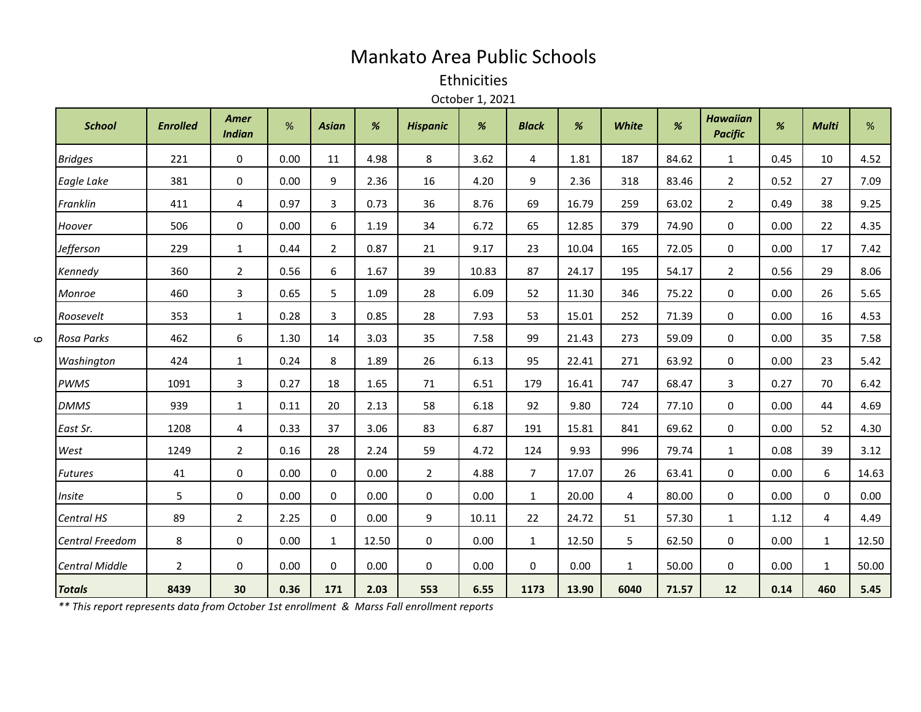# Mankato Area Public Schools

## Ethnicities

October 1, 2021

| *School* | *Enrolled* | *Amer Indian* | % | *Asian* | *%* | *Hispanic* | *%* | *Black* | *%* | *White* | *%* | *Hawaiian Pacific* | *%* | *Multi* | % |
|---|---|---|---|---|---|---|---|---|---|---|---|---|---|---|---|
| *Bridges* | 221 | 0 | 0.00 | 11 | 4.98 | 8 | 3.62 | 4 | 1.81 | 187 | 84.62 | 1 | 0.45 | 10 | 4.52 |
| *Eagle Lake* | 381 | 0 | 0.00 | 9 | 2.36 | 16 | 4.20 | 9 | 2.36 | 318 | 83.46 | 2 | 0.52 | 27 | 7.09 |
| *Franklin* | 411 | 4 | 0.97 | 3 | 0.73 | 36 | 8.76 | 69 | 16.79 | 259 | 63.02 | 2 | 0.49 | 38 | 9.25 |
| *Hoover* | 506 | 0 | 0.00 | 6 | 1.19 | 34 | 6.72 | 65 | 12.85 | 379 | 74.90 | 0 | 0.00 | 22 | 4.35 |
| *Jefferson* | 229 | 1 | 0.44 | 2 | 0.87 | 21 | 9.17 | 23 | 10.04 | 165 | 72.05 | 0 | 0.00 | 17 | 7.42 |
| *Kennedy* | 360 | 2 | 0.56 | 6 | 1.67 | 39 | 10.83 | 87 | 24.17 | 195 | 54.17 | 2 | 0.56 | 29 | 8.06 |
| *Monroe* | 460 | 3 | 0.65 | 5 | 1.09 | 28 | 6.09 | 52 | 11.30 | 346 | 75.22 | 0 | 0.00 | 26 | 5.65 |
| *Roosevelt* | 353 | 1 | 0.28 | 3 | 0.85 | 28 | 7.93 | 53 | 15.01 | 252 | 71.39 | 0 | 0.00 | 16 | 4.53 |
| *Rosa Parks* | 462 | 6 | 1.30 | 14 | 3.03 | 35 | 7.58 | 99 | 21.43 | 273 | 59.09 | 0 | 0.00 | 35 | 7.58 |
| *Washington* | 424 | 1 | 0.24 | 8 | 1.89 | 26 | 6.13 | 95 | 22.41 | 271 | 63.92 | 0 | 0.00 | 23 | 5.42 |
| *PWMS* | 1091 | 3 | 0.27 | 18 | 1.65 | 71 | 6.51 | 179 | 16.41 | 747 | 68.47 | 3 | 0.27 | 70 | 6.42 |
| *DMMS* | 939 | 1 | 0.11 | 20 | 2.13 | 58 | 6.18 | 92 | 9.80 | 724 | 77.10 | 0 | 0.00 | 44 | 4.69 |
| *East Sr.* | 1208 | 4 | 0.33 | 37 | 3.06 | 83 | 6.87 | 191 | 15.81 | 841 | 69.62 | 0 | 0.00 | 52 | 4.30 |
| *West* | 1249 | 2 | 0.16 | 28 | 2.24 | 59 | 4.72 | 124 | 9.93 | 996 | 79.74 | 1 | 0.08 | 39 | 3.12 |
| *Futures* | 41 | 0 | 0.00 | 0 | 0.00 | 2 | 4.88 | 7 | 17.07 | 26 | 63.41 | 0 | 0.00 | 6 | 14.63 |
| *Insite* | 5 | 0 | 0.00 | 0 | 0.00 | 0 | 0.00 | 1 | 20.00 | 4 | 80.00 | 0 | 0.00 | 0 | 0.00 |
| *Central HS* | 89 | 2 | 2.25 | 0 | 0.00 | 9 | 10.11 | 22 | 24.72 | 51 | 57.30 | 1 | 1.12 | 4 | 4.49 |
| *Central Freedom* | 8 | 0 | 0.00 | 1 | 12.50 | 0 | 0.00 | 1 | 12.50 | 5 | 62.50 | 0 | 0.00 | 1 | 12.50 |
| *Central Middle* | 2 | 0 | 0.00 | 0 | 0.00 | 0 | 0.00 | 0 | 0.00 | 1 | 50.00 | 0 | 0.00 | 1 | 50.00 |
| ***Totals*** | **8439** | **30** | **0.36** | **171** | **2.03** | **553** | **6.55** | **1173** | **13.90** | **6040** | **71.57** | **12** | **0.14** | **460** | **5.45** |

*** This report represents data from October 1st enrollment & Marss Fall enrollment reports*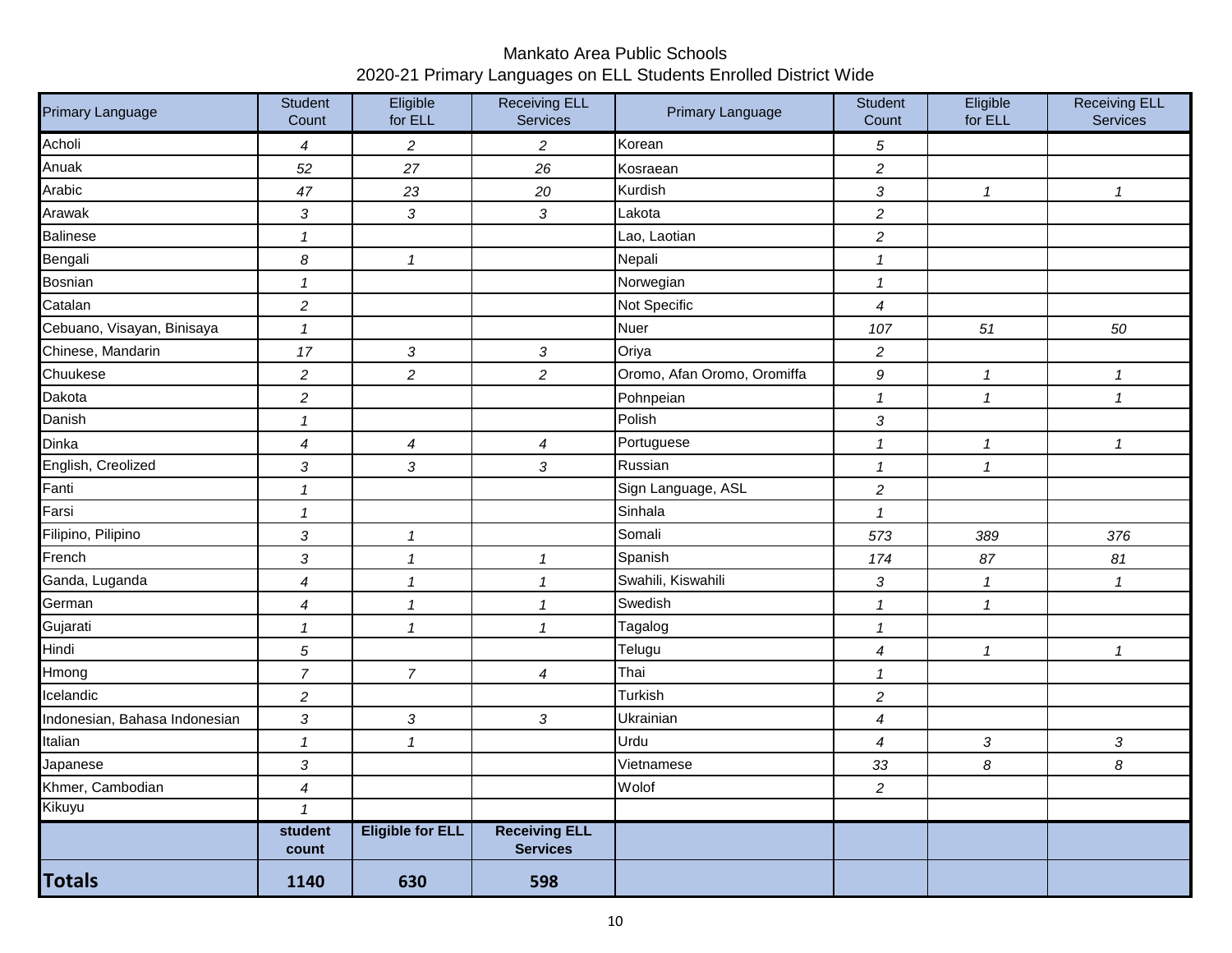Mankato Area Public Schools
2020-21 Primary Languages on ELL Students Enrolled District Wide

| Primary Language | Student Count | Eligible for ELL | Receiving ELL Services | Primary Language | Student Count | Eligible for ELL | Receiving ELL Services |
|---|---|---|---|---|---|---|---|
| Acholi | *4* | *2* | *2* | Korean | *5* | | |
| Anuak | *52* | *27* | *26* | Kosraean | *2* | | |
| Arabic | *47* | *23* | *20* | Kurdish | *3* | *1* | *1* |
| Arawak | *3* | *3* | *3* | Lakota | *2* | | |
| Balinese | *1* | | | Lao, Laotian | *2* | | |
| Bengali | *8* | *1* | | Nepali | *1* | | |
| Bosnian | *1* | | | Norwegian | *1* | | |
| Catalan | *2* | | | Not Specific | *4* | | |
| Cebuano, Visayan, Binisaya | *1* | | | Nuer | *107* | *51* | *50* |
| Chinese, Mandarin | *17* | *3* | *3* | Oriya | *2* | | |
| Chuukese | *2* | *2* | *2* | Oromo, Afan Oromo, Oromiffa | *9* | *1* | *1* |
| Dakota | *2* | | | Pohnpeian | *1* | *1* | *1* |
| Danish | *1* | | | Polish | *3* | | |
| Dinka | *4* | *4* | *4* | Portuguese | *1* | *1* | *1* |
| English, Creolized | *3* | *3* | *3* | Russian | *1* | *1* | |
| Fanti | *1* | | | Sign Language, ASL | *2* | | |
| Farsi | *1* | | | Sinhala | *1* | | |
| Filipino, Pilipino | *3* | *1* | | Somali | *573* | *389* | *376* |
| French | *3* | *1* | *1* | Spanish | *174* | *87* | *81* |
| Ganda, Luganda | *4* | *1* | *1* | Swahili, Kiswahili | *3* | *1* | *1* |
| German | *4* | *1* | *1* | Swedish | *1* | *1* | |
| Gujarati | *1* | *1* | *1* | Tagalog | *1* | | |
| Hindi | *5* | | | Telugu | *4* | *1* | *1* |
| Hmong | *7* | *7* | *4* | Thai | *1* | | |
| Icelandic | *2* | | | Turkish | *2* | | |
| Indonesian, Bahasa Indonesian | *3* | *3* | *3* | Ukrainian | *4* | | |
| Italian | *1* | *1* | | Urdu | *4* | *3* | *3* |
| Japanese | *3* | | | Vietnamese | *33* | *8* | *8* |
| Khmer, Cambodian | *4* | | | Wolof | *2* | | |
| Kikuyu | *1* | | | | | | |
| | **student count** | **Eligible for ELL** | **Receiving ELL Services** | | | | |
| **Totals** | **1140** | **630** | **598** | | | | |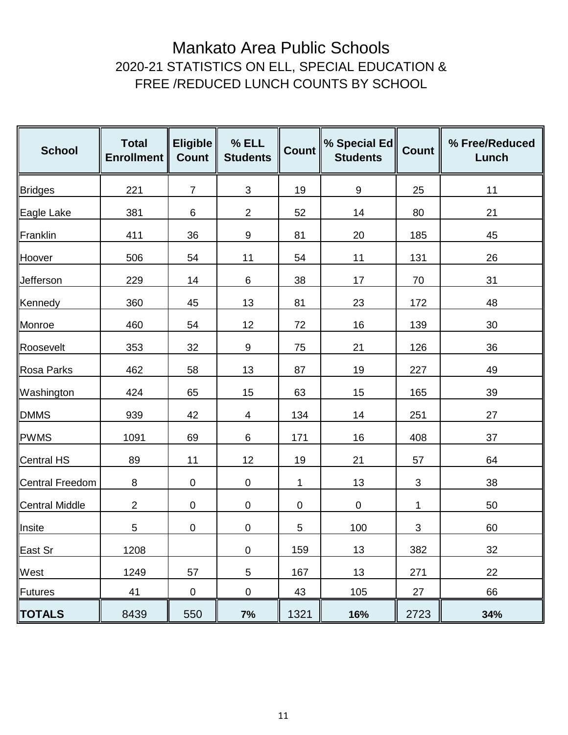# Mankato Area Public Schools

## 2020-21 STATISTICS ON ELL, SPECIAL EDUCATION & FREE /REDUCED LUNCH COUNTS BY SCHOOL

| School | Total Enrollment | Eligible Count | % ELL Students | Count | % Special Ed Students | Count | % Free/Reduced Lunch |
|---|---|---|---|---|---|---|---|
| Bridges | 221 | 7 | 3 | 19 | 9 | 25 | 11 |
| Eagle Lake | 381 | 6 | 2 | 52 | 14 | 80 | 21 |
| Franklin | 411 | 36 | 9 | 81 | 20 | 185 | 45 |
| Hoover | 506 | 54 | 11 | 54 | 11 | 131 | 26 |
| Jefferson | 229 | 14 | 6 | 38 | 17 | 70 | 31 |
| Kennedy | 360 | 45 | 13 | 81 | 23 | 172 | 48 |
| Monroe | 460 | 54 | 12 | 72 | 16 | 139 | 30 |
| Roosevelt | 353 | 32 | 9 | 75 | 21 | 126 | 36 |
| Rosa Parks | 462 | 58 | 13 | 87 | 19 | 227 | 49 |
| Washington | 424 | 65 | 15 | 63 | 15 | 165 | 39 |
| DMMS | 939 | 42 | 4 | 134 | 14 | 251 | 27 |
| PWMS | 1091 | 69 | 6 | 171 | 16 | 408 | 37 |
| Central HS | 89 | 11 | 12 | 19 | 21 | 57 | 64 |
| Central Freedom | 8 | 0 | 0 | 1 | 13 | 3 | 38 |
| Central Middle | 2 | 0 | 0 | 0 | 0 | 1 | 50 |
| Insite | 5 | 0 | 0 | 5 | 100 | 3 | 60 |
| East Sr | 1208 | | 0 | 159 | 13 | 382 | 32 |
| West | 1249 | 57 | 5 | 167 | 13 | 271 | 22 |
| Futures | 41 | 0 | 0 | 43 | 105 | 27 | 66 |
| **TOTALS** | 8439 | 550 | **7%** | 1321 | **16%** | 2723 | **34%** |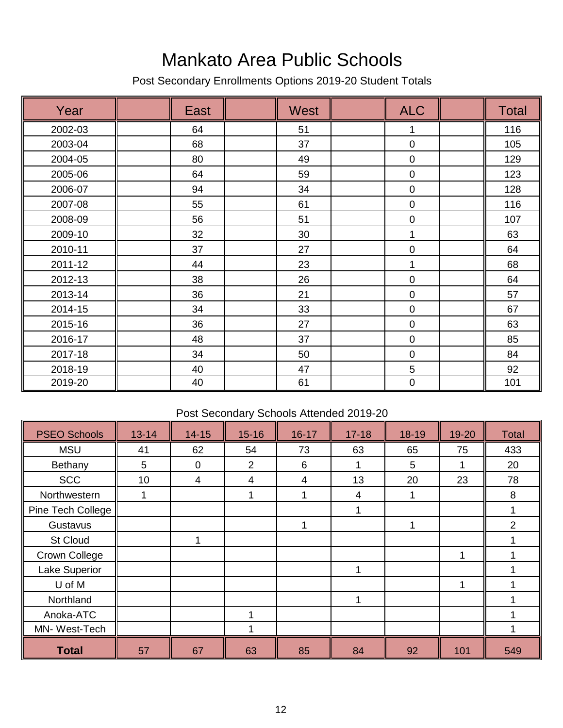# Mankato Area Public Schools

Post Secondary Enrollments Options 2019-20 Student Totals

| Year | | East | | West | | ALC | | Total |
|---|---|---|---|---|---|---|---|---|
| 2002-03 | | 64 | | 51 | | 1 | | 116 |
| 2003-04 | | 68 | | 37 | | 0 | | 105 |
| 2004-05 | | 80 | | 49 | | 0 | | 129 |
| 2005-06 | | 64 | | 59 | | 0 | | 123 |
| 2006-07 | | 94 | | 34 | | 0 | | 128 |
| 2007-08 | | 55 | | 61 | | 0 | | 116 |
| 2008-09 | | 56 | | 51 | | 0 | | 107 |
| 2009-10 | | 32 | | 30 | | 1 | | 63 |
| 2010-11 | | 37 | | 27 | | 0 | | 64 |
| 2011-12 | | 44 | | 23 | | 1 | | 68 |
| 2012-13 | | 38 | | 26 | | 0 | | 64 |
| 2013-14 | | 36 | | 21 | | 0 | | 57 |
| 2014-15 | | 34 | | 33 | | 0 | | 67 |
| 2015-16 | | 36 | | 27 | | 0 | | 63 |
| 2016-17 | | 48 | | 37 | | 0 | | 85 |
| 2017-18 | | 34 | | 50 | | 0 | | 84 |
| 2018-19 | | 40 | | 47 | | 5 | | 92 |
| 2019-20 | | 40 | | 61 | | 0 | | 101 |

Post Secondary Schools Attended 2019-20

| PSEO Schools | 13-14 | 14-15 | 15-16 | 16-17 | 17-18 | 18-19 | 19-20 | Total |
|---|---|---|---|---|---|---|---|---|
| MSU | 41 | 62 | 54 | 73 | 63 | 65 | 75 | 433 |
| Bethany | 5 | 0 | 2 | 6 | 1 | 5 | 1 | 20 |
| SCC | 10 | 4 | 4 | 4 | 13 | 20 | 23 | 78 |
| Northwestern | 1 | | 1 | 1 | 4 | 1 | | 8 |
| Pine Tech College | | | | | 1 | | | 1 |
| Gustavus | | | | 1 | | 1 | | 2 |
| St Cloud | | 1 | | | | | | 1 |
| Crown College | | | | | | | 1 | 1 |
| Lake Superior | | | | | 1 | | | 1 |
| U of M | | | | | | | 1 | 1 |
| Northland | | | | | 1 | | | 1 |
| Anoka-ATC | | | 1 | | | | | 1 |
| MN- West-Tech | | | 1 | | | | | 1 |
| **Total** | 57 | 67 | 63 | 85 | 84 | 92 | 101 | 549 |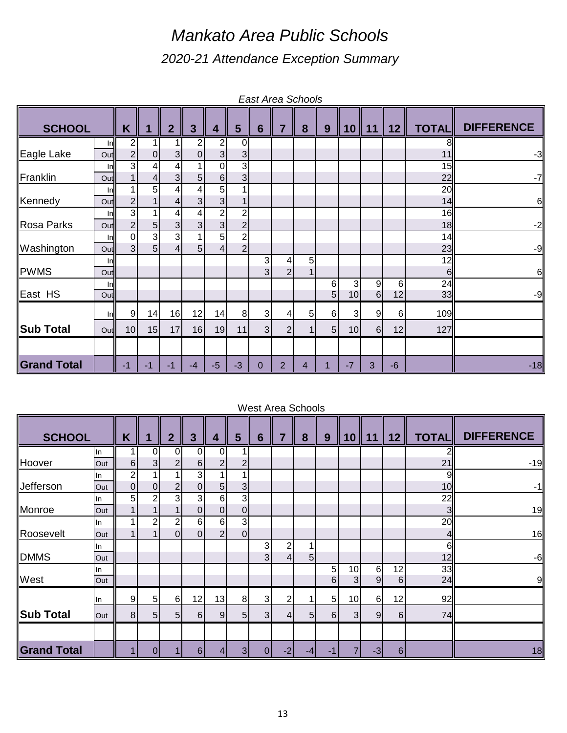# Mankato Area Public Schools

## 2020-21 Attendance Exception Summary

*East Area Schools*

| SCHOOL | | K | 1 | 2 | 3 | 4 | 5 | 6 | 7 | 8 | 9 | 10 | 11 | 12 | TOTAL | DIFFERENCE |
|---|---|---|---|---|---|---|---|---|---|---|---|---|---|---|---|---|
| Eagle Lake | In | 2 | 1 | 1 | 2 | 2 | 0 | | | | | | | | 8 | |
| | Out | 2 | 0 | 3 | 0 | 3 | 3 | | | | | | | | 11 | -3 |
| Franklin | In | 3 | 4 | 4 | 1 | 0 | 3 | | | | | | | | 15 | |
| | Out | 1 | 4 | 3 | 5 | 6 | 3 | | | | | | | | 22 | -7 |
| Kennedy | In | 1 | 5 | 4 | 4 | 5 | 1 | | | | | | | | 20 | |
| | Out | 2 | 1 | 4 | 3 | 3 | 1 | | | | | | | | 14 | 6 |
| Rosa Parks | In | 3 | 1 | 4 | 4 | 2 | 2 | | | | | | | | 16 | |
| | Out | 2 | 5 | 3 | 3 | 3 | 2 | | | | | | | | 18 | -2 |
| Washington | In | 0 | 3 | 3 | 1 | 5 | 2 | | | | | | | | 14 | |
| | Out | 3 | 5 | 4 | 5 | 4 | 2 | | | | | | | | 23 | -9 |
| PWMS | In | | | | | | | 3 | 4 | 5 | | | | | 12 | |
| | Out | | | | | | | 3 | 2 | 1 | | | | | 6 | 6 |
| East HS | In | | | | | | | | | | 6 | 3 | 9 | 6 | 24 | |
| | Out | | | | | | | | | | 5 | 10 | 6 | 12 | 33 | -9 |
| **Sub Total** | In | 9 | 14 | 16 | 12 | 14 | 8 | 3 | 4 | 5 | 6 | 3 | 9 | 6 | 109 | |
| | Out | 10 | 15 | 17 | 16 | 19 | 11 | 3 | 2 | 1 | 5 | 10 | 6 | 12 | 127 | |
| **Grand Total** | | -1 | -1 | -1 | -4 | -5 | -3 | 0 | 2 | 4 | 1 | -7 | 3 | -6 | | -18 |

West Area Schools

| SCHOOL | | K | 1 | 2 | 3 | 4 | 5 | 6 | 7 | 8 | 9 | 10 | 11 | 12 | TOTAL | DIFFERENCE |
|---|---|---|---|---|---|---|---|---|---|---|---|---|---|---|---|---|
| Hoover | In | 1 | 0 | 0 | 0 | 0 | 1 | | | | | | | | 2 | |
| | Out | 6 | 3 | 2 | 6 | 2 | 2 | | | | | | | | 21 | -19 |
| Jefferson | In | 2 | 1 | 1 | 3 | 1 | 1 | | | | | | | | 9 | |
| | Out | 0 | 0 | 2 | 0 | 5 | 3 | | | | | | | | 10 | -1 |
| Monroe | In | 5 | 2 | 3 | 3 | 6 | 3 | | | | | | | | 22 | |
| | Out | 1 | 1 | 1 | 0 | 0 | 0 | | | | | | | | 3 | 19 |
| Roosevelt | In | 1 | 2 | 2 | 6 | 6 | 3 | | | | | | | | 20 | |
| | Out | 1 | 1 | 0 | 0 | 2 | 0 | | | | | | | | 4 | 16 |
| DMMS | In | | | | | | | 3 | 2 | 1 | | | | | 6 | |
| | Out | | | | | | | 3 | 4 | 5 | | | | | 12 | -6 |
| West | In | | | | | | | | | | 5 | 10 | 6 | 12 | 33 | |
| | Out | | | | | | | | | | 6 | 3 | 9 | 6 | 24 | 9 |
| **Sub Total** | In | 9 | 5 | 6 | 12 | 13 | 8 | 3 | 2 | 1 | 5 | 10 | 6 | 12 | 92 | |
| | Out | 8 | 5 | 5 | 6 | 9 | 5 | 3 | 4 | 5 | 6 | 3 | 9 | 6 | 74 | |
| **Grand Total** | | 1 | 0 | 1 | 6 | 4 | 3 | 0 | -2 | -4 | -1 | 7 | -3 | 6 | | 18 |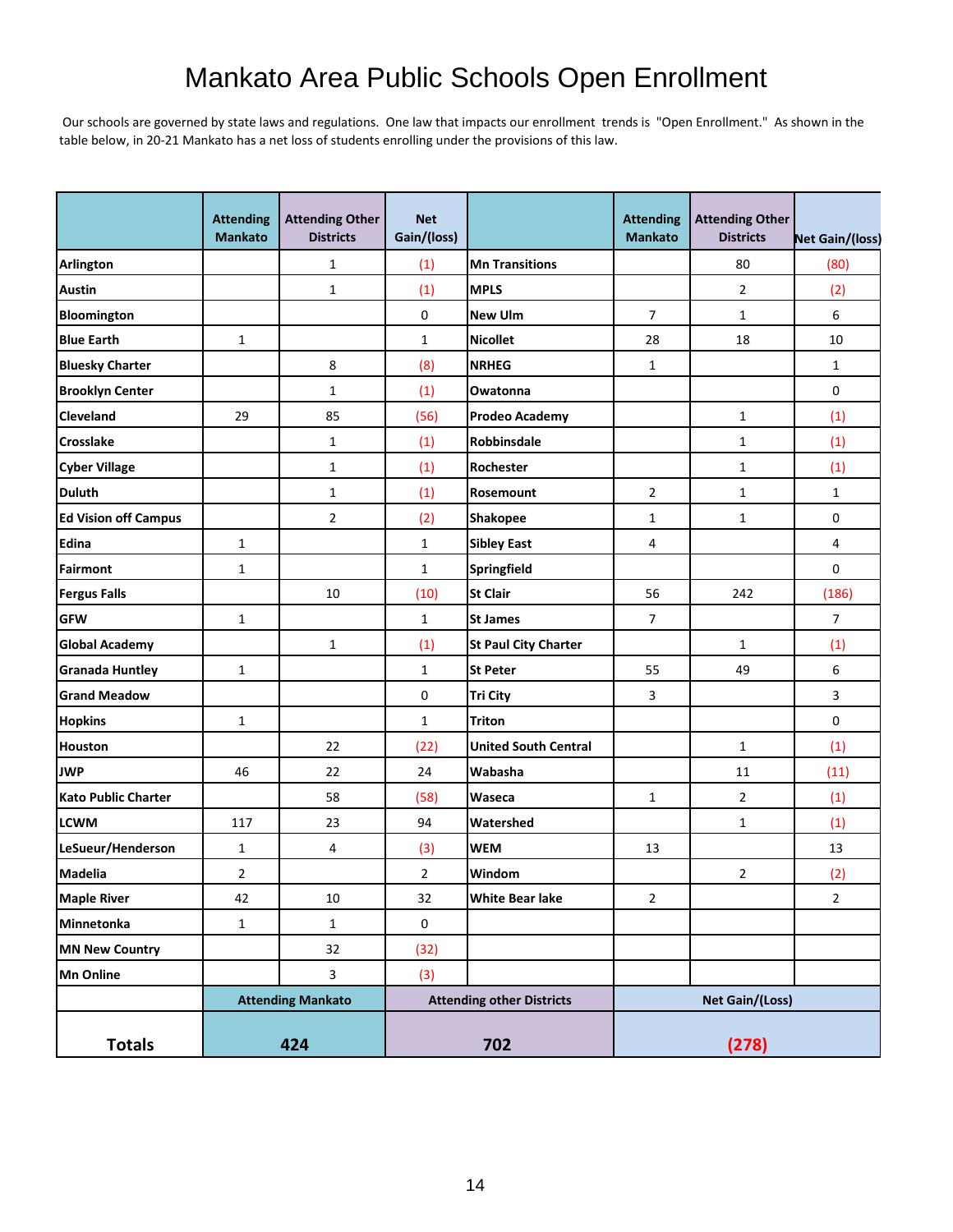# Mankato Area Public Schools Open Enrollment

Our schools are governed by state laws and regulations. One law that impacts our enrollment trends is "Open Enrollment." As shown in the table below, in 20-21 Mankato has a net loss of students enrolling under the provisions of this law.

| | Attending Mankato | Attending Other Districts | Net Gain/(loss) | | Attending Mankato | Attending Other Districts | Net Gain/(loss) |
|---|---|---|---|---|---|---|---|
| Arlington | | 1 | (1) | Mn Transitions | | 80 | (80) |
| Austin | | 1 | (1) | MPLS | | 2 | (2) |
| Bloomington | | | 0 | New Ulm | 7 | 1 | 6 |
| Blue Earth | 1 | | 1 | Nicollet | 28 | 18 | 10 |
| Bluesky Charter | | 8 | (8) | NRHEG | 1 | | 1 |
| Brooklyn Center | | 1 | (1) | Owatonna | | | 0 |
| Cleveland | 29 | 85 | (56) | Prodeo Academy | | 1 | (1) |
| Crosslake | | 1 | (1) | Robbinsdale | | 1 | (1) |
| Cyber Village | | 1 | (1) | Rochester | | 1 | (1) |
| Duluth | | 1 | (1) | Rosemount | 2 | 1 | 1 |
| Ed Vision off Campus | | 2 | (2) | Shakopee | 1 | 1 | 0 |
| Edina | 1 | | 1 | Sibley East | 4 | | 4 |
| Fairmont | 1 | | 1 | Springfield | | | 0 |
| Fergus Falls | | 10 | (10) | St Clair | 56 | 242 | (186) |
| GFW | 1 | | 1 | St James | 7 | | 7 |
| Global Academy | | 1 | (1) | St Paul City Charter | | 1 | (1) |
| Granada Huntley | 1 | | 1 | St Peter | 55 | 49 | 6 |
| Grand Meadow | | | 0 | Tri City | 3 | | 3 |
| Hopkins | 1 | | 1 | Triton | | | 0 |
| Houston | | 22 | (22) | United South Central | | 1 | (1) |
| JWP | 46 | 22 | 24 | Wabasha | | 11 | (11) |
| Kato Public Charter | | 58 | (58) | Waseca | 1 | 2 | (1) |
| LCWM | 117 | 23 | 94 | Watershed | | 1 | (1) |
| LeSueur/Henderson | 1 | 4 | (3) | WEM | 13 | | 13 |
| Madelia | 2 | | 2 | Windom | | 2 | (2) |
| Maple River | 42 | 10 | 32 | White Bear lake | 2 | | 2 |
| Minnetonka | 1 | 1 | 0 | | | | |
| MN New Country | | 32 | (32) | | | | |
| Mn Online | | 3 | (3) | | | | |
| | Attending Mankato | | Attending other Districts | | Net Gain/(Loss) | | |
| **Totals** | **424** | | **702** | | **(278)** | | |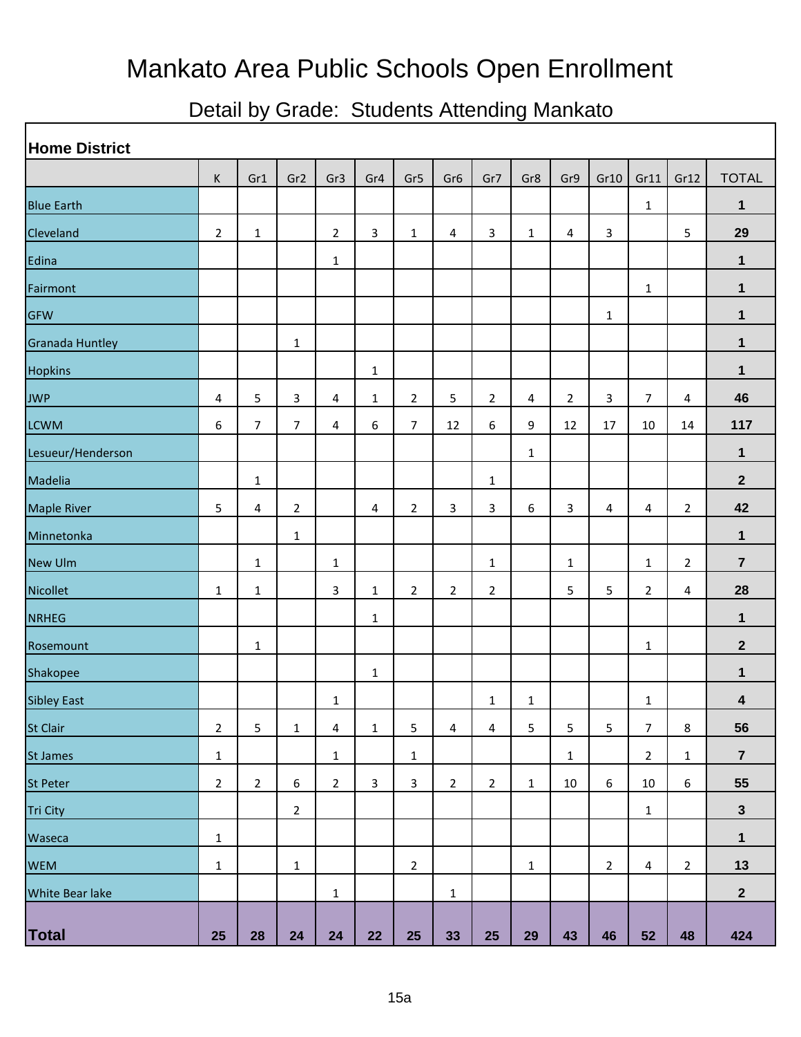# Mankato Area Public Schools Open Enrollment

## Detail by Grade: Students Attending Mankato

| Home District | K | Gr1 | Gr2 | Gr3 | Gr4 | Gr5 | Gr6 | Gr7 | Gr8 | Gr9 | Gr10 | Gr11 | Gr12 | TOTAL |
|---|---|---|---|---|---|---|---|---|---|---|---|---|---|---|
| Blue Earth | | | | | | | | | | | | 1 | | **1** |
| Cleveland | 2 | 1 | | 2 | 3 | 1 | 4 | 3 | 1 | 4 | 3 | | 5 | **29** |
| Edina | | | | 1 | | | | | | | | | | **1** |
| Fairmont | | | | | | | | | | | | 1 | | **1** |
| GFW | | | | | | | | | | | 1 | | | **1** |
| Granada Huntley | | | 1 | | | | | | | | | | | **1** |
| Hopkins | | | | | 1 | | | | | | | | | **1** |
| JWP | 4 | 5 | 3 | 4 | 1 | 2 | 5 | 2 | 4 | 2 | 3 | 7 | 4 | **46** |
| LCWM | 6 | 7 | 7 | 4 | 6 | 7 | 12 | 6 | 9 | 12 | 17 | 10 | 14 | **117** |
| Lesueur/Henderson | | | | | | | | | 1 | | | | | **1** |
| Madelia | | 1 | | | | | | 1 | | | | | | **2** |
| Maple River | 5 | 4 | 2 | | 4 | 2 | 3 | 3 | 6 | 3 | 4 | 4 | 2 | **42** |
| Minnetonka | | | 1 | | | | | | | | | | | **1** |
| New Ulm | | 1 | | 1 | | | | 1 | | 1 | | 1 | 2 | **7** |
| Nicollet | 1 | 1 | | 3 | 1 | 2 | 2 | 2 | | 5 | 5 | 2 | 4 | **28** |
| NRHEG | | | | | 1 | | | | | | | | | **1** |
| Rosemount | | 1 | | | | | | | | | | 1 | | **2** |
| Shakopee | | | | | 1 | | | | | | | | | **1** |
| Sibley East | | | | 1 | | | | 1 | 1 | | | 1 | | **4** |
| St Clair | 2 | 5 | 1 | 4 | 1 | 5 | 4 | 4 | 5 | 5 | 5 | 7 | 8 | **56** |
| St James | 1 | | | 1 | | 1 | | | | 1 | | 2 | 1 | **7** |
| St Peter | 2 | 2 | 6 | 2 | 3 | 3 | 2 | 2 | 1 | 10 | 6 | 10 | 6 | **55** |
| Tri City | | | 2 | | | | | | | | | 1 | | **3** |
| Waseca | 1 | | | | | | | | | | | | | **1** |
| WEM | 1 | | 1 | | | 2 | | | 1 | | 2 | 4 | 2 | **13** |
| White Bear lake | | | | 1 | | | 1 | | | | | | | **2** |
| **Total** | **25** | **28** | **24** | **24** | **22** | **25** | **33** | **25** | **29** | **43** | **46** | **52** | **48** | **424** |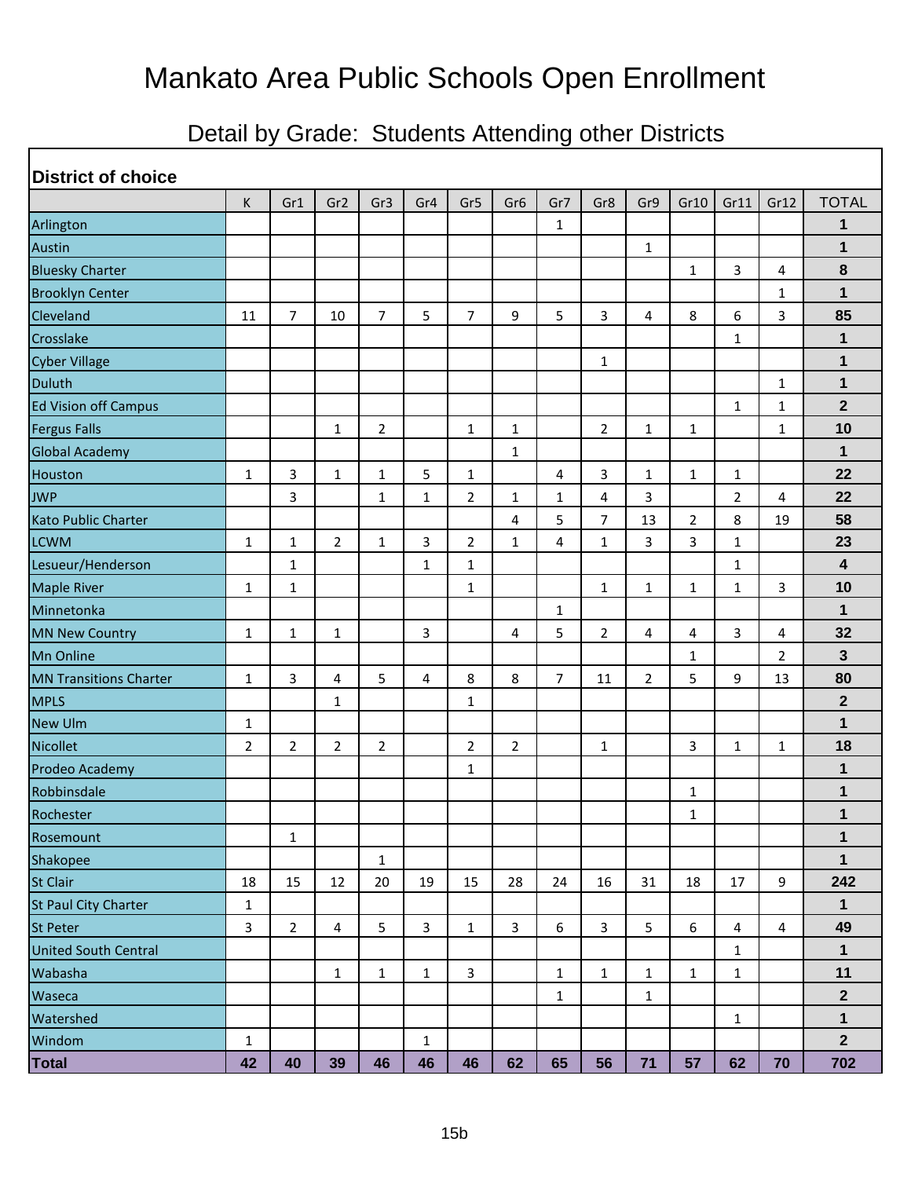# Mankato Area Public Schools Open Enrollment

## Detail by Grade: Students Attending other Districts

**District of choice**

| | K | Gr1 | Gr2 | Gr3 | Gr4 | Gr5 | Gr6 | Gr7 | Gr8 | Gr9 | Gr10 | Gr11 | Gr12 | TOTAL |
|---|---|---|---|---|---|---|---|---|---|---|---|---|---|---|
| Arlington | | | | | | | | 1 | | | | | | **1** |
| Austin | | | | | | | | | | 1 | | | | **1** |
| Bluesky Charter | | | | | | | | | | | 1 | 3 | 4 | **8** |
| Brooklyn Center | | | | | | | | | | | | | 1 | **1** |
| Cleveland | 11 | 7 | 10 | 7 | 5 | 7 | 9 | 5 | 3 | 4 | 8 | 6 | 3 | **85** |
| Crosslake | | | | | | | | | | | | 1 | | **1** |
| Cyber Village | | | | | | | | | 1 | | | | | **1** |
| Duluth | | | | | | | | | | | | | 1 | **1** |
| Ed Vision off Campus | | | | | | | | | | | | 1 | 1 | **2** |
| Fergus Falls | | | 1 | 2 | | 1 | 1 | | 2 | 1 | 1 | | 1 | **10** |
| Global Academy | | | | | | | 1 | | | | | | | **1** |
| Houston | 1 | 3 | 1 | 1 | 5 | 1 | | 4 | 3 | 1 | 1 | 1 | | **22** |
| JWP | | 3 | | 1 | 1 | 2 | 1 | 1 | 4 | 3 | | 2 | 4 | **22** |
| Kato Public Charter | | | | | | | 4 | 5 | 7 | 13 | 2 | 8 | 19 | **58** |
| LCWM | 1 | 1 | 2 | 1 | 3 | 2 | 1 | 4 | 1 | 3 | 3 | 1 | | **23** |
| Lesueur/Henderson | | 1 | | | 1 | 1 | | | | | | 1 | | **4** |
| Maple River | 1 | 1 | | | | 1 | | | 1 | 1 | 1 | 1 | 3 | **10** |
| Minnetonka | | | | | | | | 1 | | | | | | **1** |
| MN New Country | 1 | 1 | 1 | | 3 | | 4 | 5 | 2 | 4 | 4 | 3 | 4 | **32** |
| Mn Online | | | | | | | | | | | 1 | | 2 | **3** |
| MN Transitions Charter | 1 | 3 | 4 | 5 | 4 | 8 | 8 | 7 | 11 | 2 | 5 | 9 | 13 | **80** |
| MPLS | | | 1 | | | 1 | | | | | | | | **2** |
| New Ulm | 1 | | | | | | | | | | | | | **1** |
| Nicollet | 2 | 2 | 2 | 2 | | 2 | 2 | | 1 | | 3 | 1 | 1 | **18** |
| Prodeo Academy | | | | | | 1 | | | | | | | | **1** |
| Robbinsdale | | | | | | | | | | | 1 | | | **1** |
| Rochester | | | | | | | | | | | 1 | | | **1** |
| Rosemount | | 1 | | | | | | | | | | | | **1** |
| Shakopee | | | | 1 | | | | | | | | | | **1** |
| St Clair | 18 | 15 | 12 | 20 | 19 | 15 | 28 | 24 | 16 | 31 | 18 | 17 | 9 | **242** |
| St Paul City Charter | 1 | | | | | | | | | | | | | **1** |
| St Peter | 3 | 2 | 4 | 5 | 3 | 1 | 3 | 6 | 3 | 5 | 6 | 4 | 4 | **49** |
| United South Central | | | | | | | | | | | | 1 | | **1** |
| Wabasha | | | 1 | 1 | 1 | 3 | | 1 | 1 | 1 | 1 | 1 | | **11** |
| Waseca | | | | | | | | 1 | | 1 | | | | **2** |
| Watershed | | | | | | | | | | | | 1 | | **1** |
| Windom | 1 | | | | 1 | | | | | | | | | **2** |
| **Total** | **42** | **40** | **39** | **46** | **46** | **46** | **62** | **65** | **56** | **71** | **57** | **62** | **70** | **702** |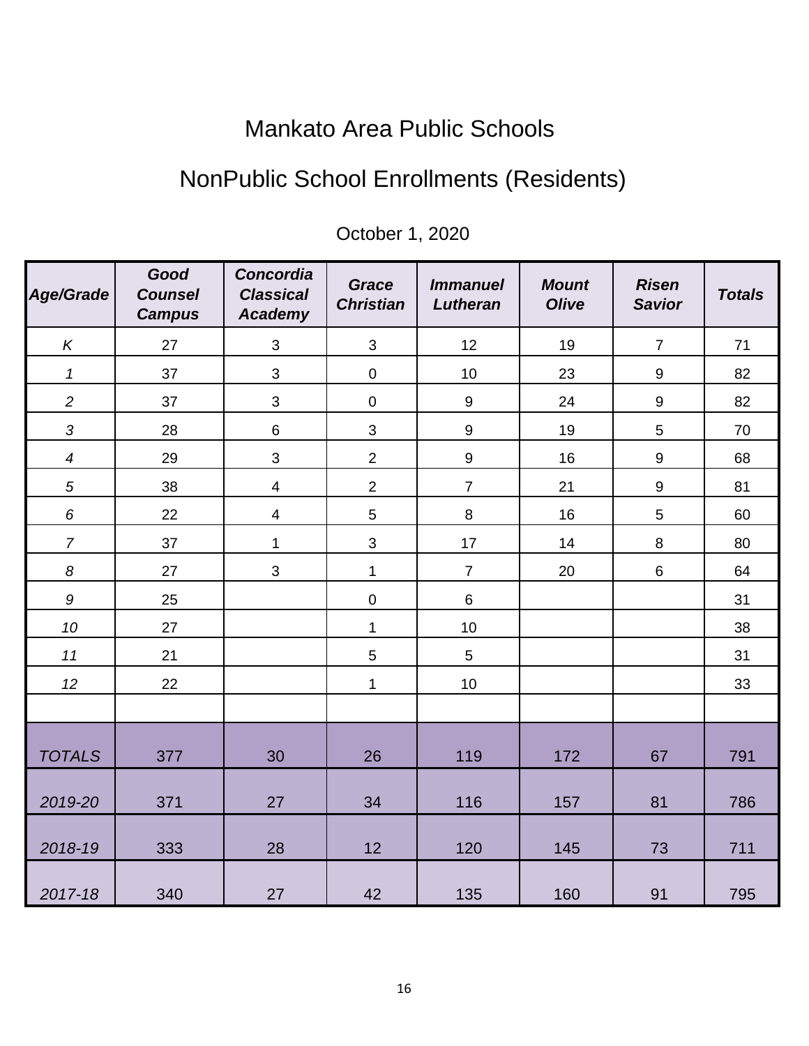# Mankato Area Public Schools

## NonPublic School Enrollments (Residents)

October 1, 2020

| *Age/Grade* | *Good Counsel Campus* | *Concordia Classical Academy* | *Grace Christian* | *Immanuel Lutheran* | *Mount Olive* | *Risen Savior* | *Totals* |
|---|---|---|---|---|---|---|---|
| *K* | 27 | 3 | 3 | 12 | 19 | 7 | 71 |
| *1* | 37 | 3 | 0 | 10 | 23 | 9 | 82 |
| *2* | 37 | 3 | 0 | 9 | 24 | 9 | 82 |
| *3* | 28 | 6 | 3 | 9 | 19 | 5 | 70 |
| *4* | 29 | 3 | 2 | 9 | 16 | 9 | 68 |
| *5* | 38 | 4 | 2 | 7 | 21 | 9 | 81 |
| *6* | 22 | 4 | 5 | 8 | 16 | 5 | 60 |
| *7* | 37 | 1 | 3 | 17 | 14 | 8 | 80 |
| *8* | 27 | 3 | 1 | 7 | 20 | 6 | 64 |
| *9* | 25 | | 0 | 6 | | | 31 |
| *10* | 27 | | 1 | 10 | | | 38 |
| *11* | 21 | | 5 | 5 | | | 31 |
| *12* | 22 | | 1 | 10 | | | 33 |
| | | | | | | | |
| *TOTALS* | 377 | 30 | 26 | 119 | 172 | 67 | 791 |
| *2019-20* | 371 | 27 | 34 | 116 | 157 | 81 | 786 |
| *2018-19* | 333 | 28 | 12 | 120 | 145 | 73 | 711 |
| *2017-18* | 340 | 27 | 42 | 135 | 160 | 91 | 795 |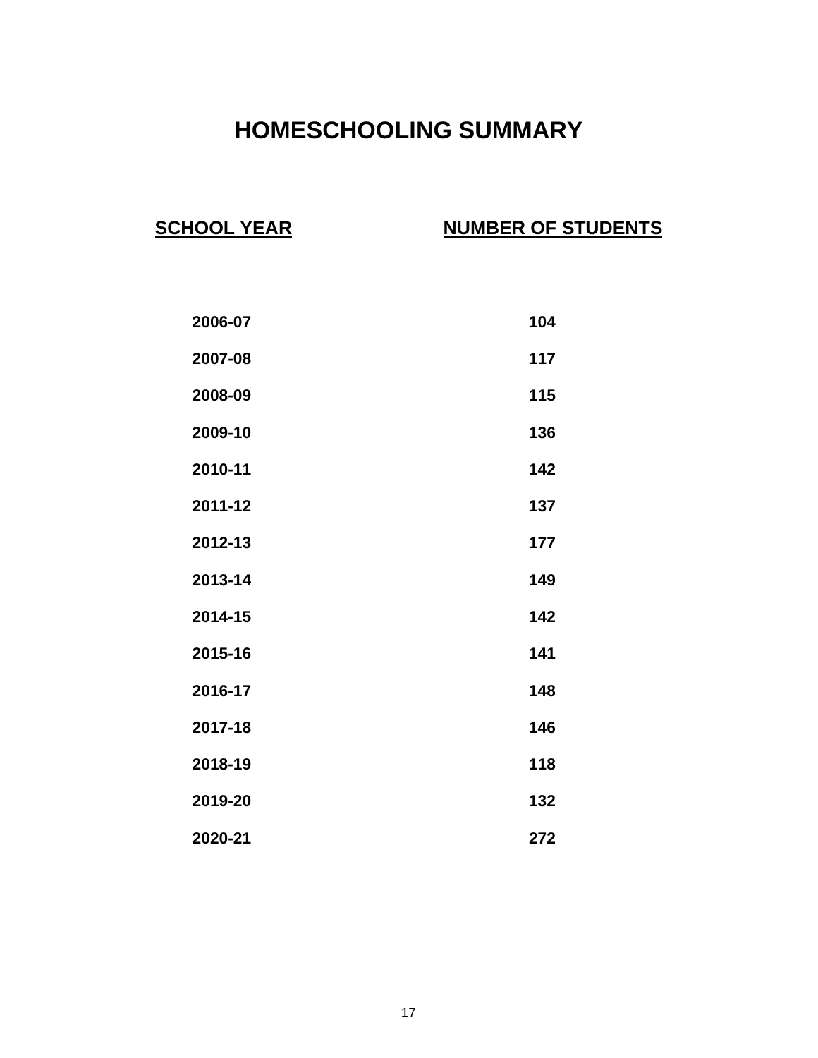# HOMESCHOOLING SUMMARY

| SCHOOL YEAR | NUMBER OF STUDENTS |
|---|---|
| 2006-07 | 104 |
| 2007-08 | 117 |
| 2008-09 | 115 |
| 2009-10 | 136 |
| 2010-11 | 142 |
| 2011-12 | 137 |
| 2012-13 | 177 |
| 2013-14 | 149 |
| 2014-15 | 142 |
| 2015-16 | 141 |
| 2016-17 | 148 |
| 2017-18 | 146 |
| 2018-19 | 118 |
| 2019-20 | 132 |
| 2020-21 | 272 |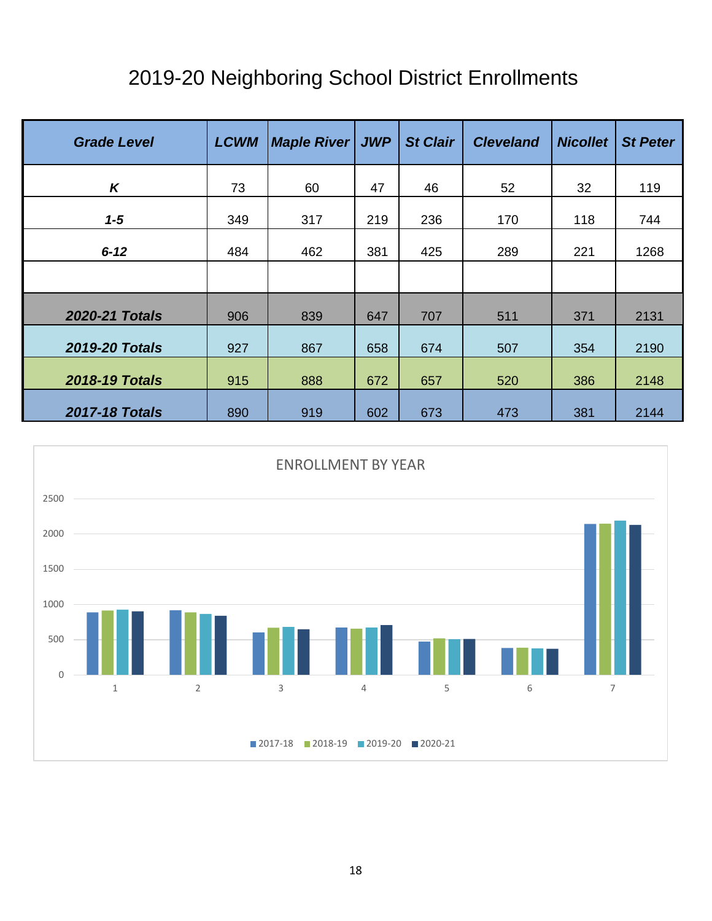# 2019-20 Neighboring School District Enrollments

| *Grade Level* | *LCWM* | *Maple River* | *JWP* | *St Clair* | *Cleveland* | *Nicollet* | *St Peter* |
|---|---|---|---|---|---|---|---|
| ***K*** | 73 | 60 | 47 | 46 | 52 | 32 | 119 |
| ***1-5*** | 349 | 317 | 219 | 236 | 170 | 118 | 744 |
| ***6-12*** | 484 | 462 | 381 | 425 | 289 | 221 | 1268 |
| | | | | | | | |
| ***2020-21 Totals*** | 906 | 839 | 647 | 707 | 511 | 371 | 2131 |
| ***2019-20 Totals*** | 927 | 867 | 658 | 674 | 507 | 354 | 2190 |
| ***2018-19 Totals*** | 915 | 888 | 672 | 657 | 520 | 386 | 2148 |
| ***2017-18 Totals*** | 890 | 919 | 602 | 673 | 473 | 381 | 2144 |

ENROLLMENT BY YEAR

2500
2000
1500
1000
500
0

1 2 3 4 5 6 7

2017-18 2018-19 2019-20 2020-21